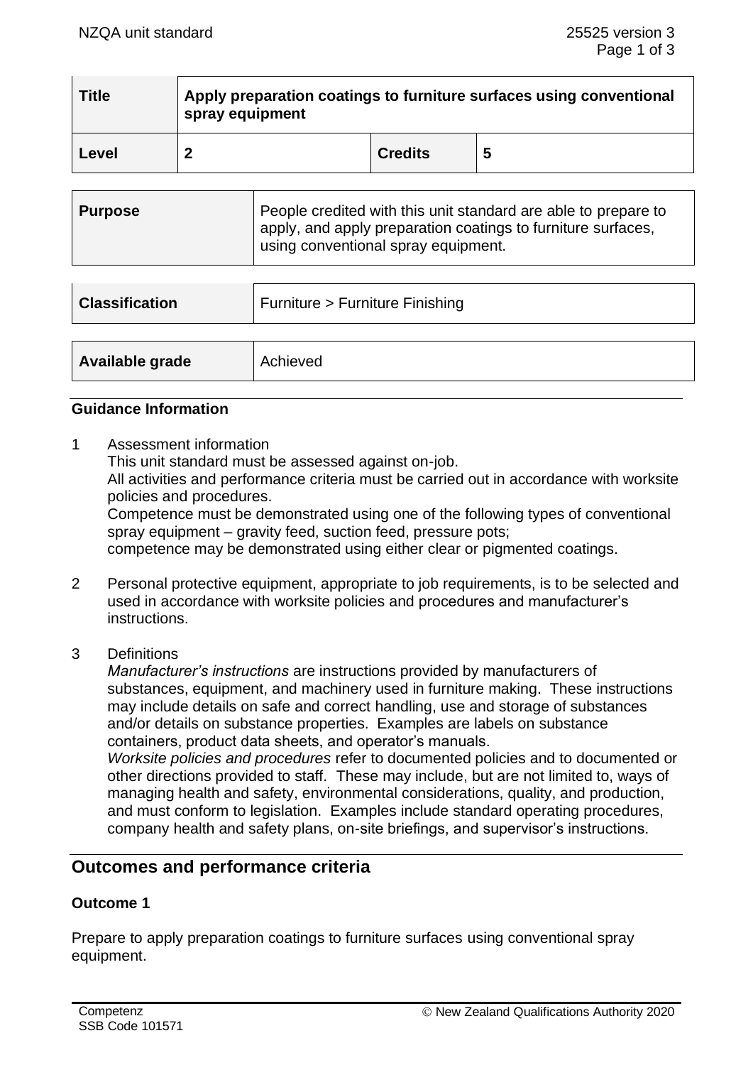| Title | Apply preparation coatings to furniture surfaces using conventional spray equipment | | |
|---|---|---|---|
| Level | 2 | Credits | 5 |

| Purpose | People credited with this unit standard are able to prepare to apply, and apply preparation coatings to furniture surfaces, using conventional spray equipment. |
|---|---|

| Classification | Furniture > Furniture Finishing |
|---|---|

| Available grade | Achieved |
|---|---|

**Guidance Information**

1. Assessment information
   This unit standard must be assessed against on-job.
   All activities and performance criteria must be carried out in accordance with worksite policies and procedures.
   Competence must be demonstrated using one of the following types of conventional spray equipment – gravity feed, suction feed, pressure pots;
   competence may be demonstrated using either clear or pigmented coatings.

2. Personal protective equipment, appropriate to job requirements, is to be selected and used in accordance with worksite policies and procedures and manufacturer's instructions.

3. Definitions
   *Manufacturer's instructions* are instructions provided by manufacturers of substances, equipment, and machinery used in furniture making. These instructions may include details on safe and correct handling, use and storage of substances and/or details on substance properties. Examples are labels on substance containers, product data sheets, and operator's manuals.
   *Worksite policies and procedures* refer to documented policies and to documented or other directions provided to staff. These may include, but are not limited to, ways of managing health and safety, environmental considerations, quality, and production, and must conform to legislation. Examples include standard operating procedures, company health and safety plans, on-site briefings, and supervisor's instructions.

## Outcomes and performance criteria

### Outcome 1

Prepare to apply preparation coatings to furniture surfaces using conventional spray equipment.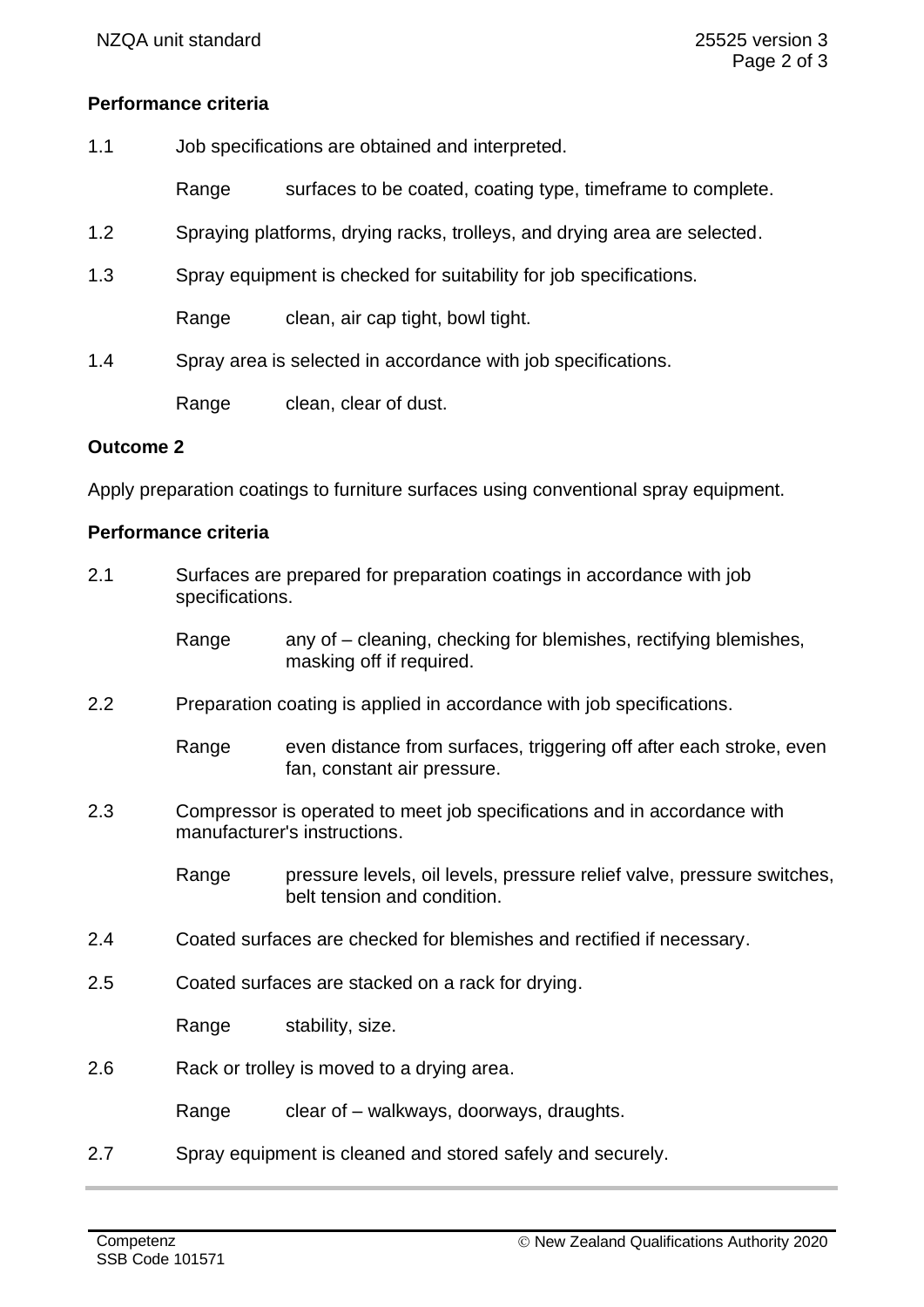### Performance criteria

1.1 Job specifications are obtained and interpreted.

Range surfaces to be coated, coating type, timeframe to complete.

1.2 Spraying platforms, drying racks, trolleys, and drying area are selected.

1.3 Spray equipment is checked for suitability for job specifications.

Range clean, air cap tight, bowl tight.

1.4 Spray area is selected in accordance with job specifications.

Range clean, clear of dust.

## Outcome 2

Apply preparation coatings to furniture surfaces using conventional spray equipment.

### Performance criteria

2.1 Surfaces are prepared for preparation coatings in accordance with job specifications.

Range any of – cleaning, checking for blemishes, rectifying blemishes, masking off if required.

2.2 Preparation coating is applied in accordance with job specifications.

Range even distance from surfaces, triggering off after each stroke, even fan, constant air pressure.

2.3 Compressor is operated to meet job specifications and in accordance with manufacturer's instructions.

Range pressure levels, oil levels, pressure relief valve, pressure switches, belt tension and condition.

2.4 Coated surfaces are checked for blemishes and rectified if necessary.

2.5 Coated surfaces are stacked on a rack for drying.

Range stability, size.

2.6 Rack or trolley is moved to a drying area.

Range clear of – walkways, doorways, draughts.

2.7 Spray equipment is cleaned and stored safely and securely.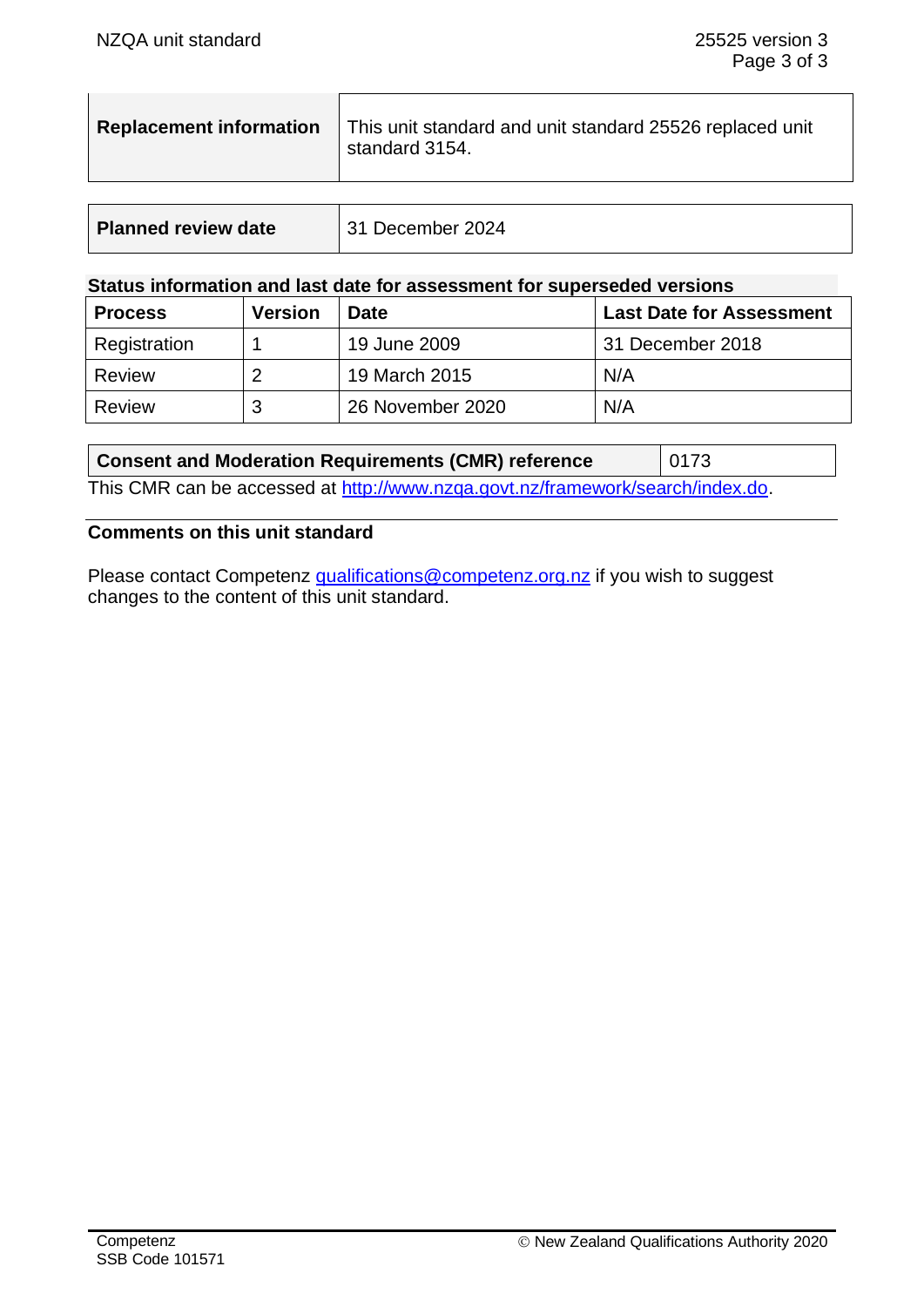| | |
|---|---|
| **Replacement information** | This unit standard and unit standard 25526 replaced unit standard 3154. |

| | |
|---|---|
| **Planned review date** | 31 December 2024 |

**Status information and last date for assessment for superseded versions**

| Process | Version | Date | Last Date for Assessment |
|---|---|---|---|
| Registration | 1 | 19 June 2009 | 31 December 2018 |
| Review | 2 | 19 March 2015 | N/A |
| Review | 3 | 26 November 2020 | N/A |

| | |
|---|---|
| **Consent and Moderation Requirements (CMR) reference** | 0173 |

This CMR can be accessed at http://www.nzqa.govt.nz/framework/search/index.do.

**Comments on this unit standard**

Please contact Competenz qualifications@competenz.org.nz if you wish to suggest changes to the content of this unit standard.